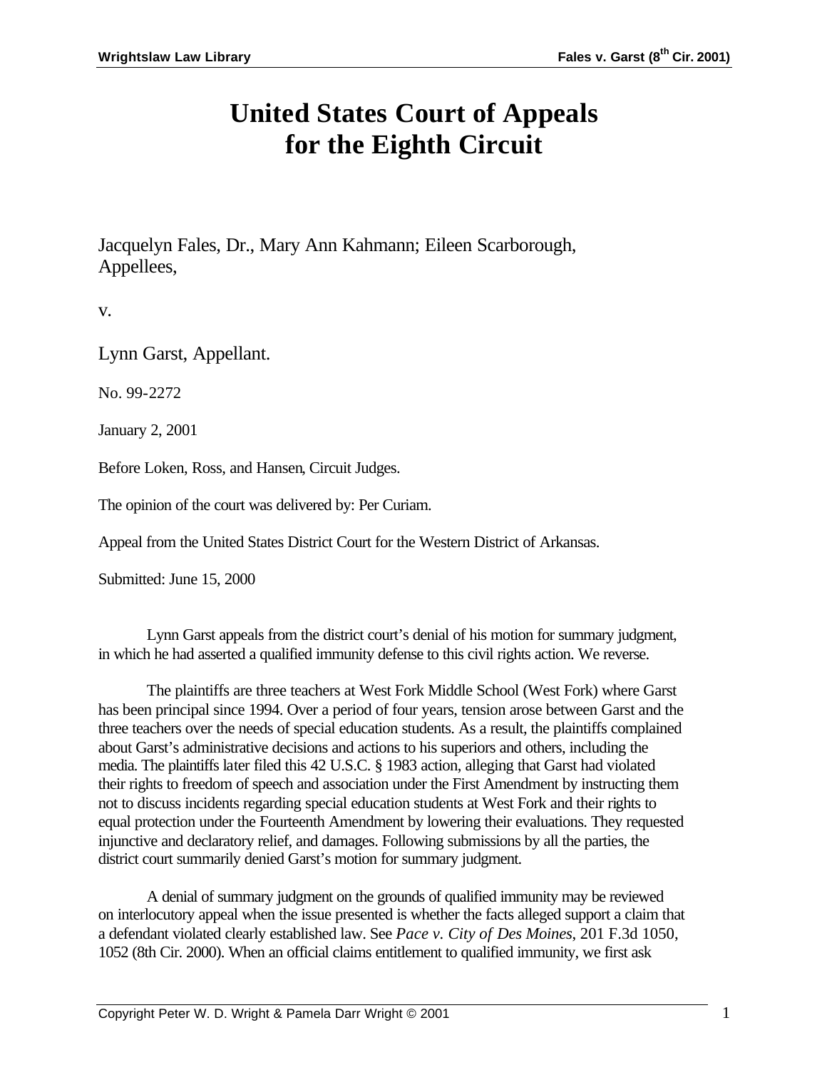# United States Court of Appeals for the Eighth Circuit

Jacquelyn Fales, Dr., Mary Ann Kahmann; Eileen Scarborough, Appellees,

v.

Lynn Garst, Appellant.

No. 99-2272

January 2, 2001

Before Loken, Ross, and Hansen, Circuit Judges.

The opinion of the court was delivered by: Per Curiam.

Appeal from the United States District Court for the Western District of Arkansas.

Submitted: June 15, 2000

Lynn Garst appeals from the district court's denial of his motion for summary judgment, in which he had asserted a qualified immunity defense to this civil rights action. We reverse.

The plaintiffs are three teachers at West Fork Middle School (West Fork) where Garst has been principal since 1994. Over a period of four years, tension arose between Garst and the three teachers over the needs of special education students. As a result, the plaintiffs complained about Garst's administrative decisions and actions to his superiors and others, including the media. The plaintiffs later filed this 42 U.S.C. § 1983 action, alleging that Garst had violated their rights to freedom of speech and association under the First Amendment by instructing them not to discuss incidents regarding special education students at West Fork and their rights to equal protection under the Fourteenth Amendment by lowering their evaluations. They requested injunctive and declaratory relief, and damages. Following submissions by all the parties, the district court summarily denied Garst's motion for summary judgment.

A denial of summary judgment on the grounds of qualified immunity may be reviewed on interlocutory appeal when the issue presented is whether the facts alleged support a claim that a defendant violated clearly established law. See *Pace v. City of Des Moines*, 201 F.3d 1050, 1052 (8th Cir. 2000). When an official claims entitlement to qualified immunity, we first ask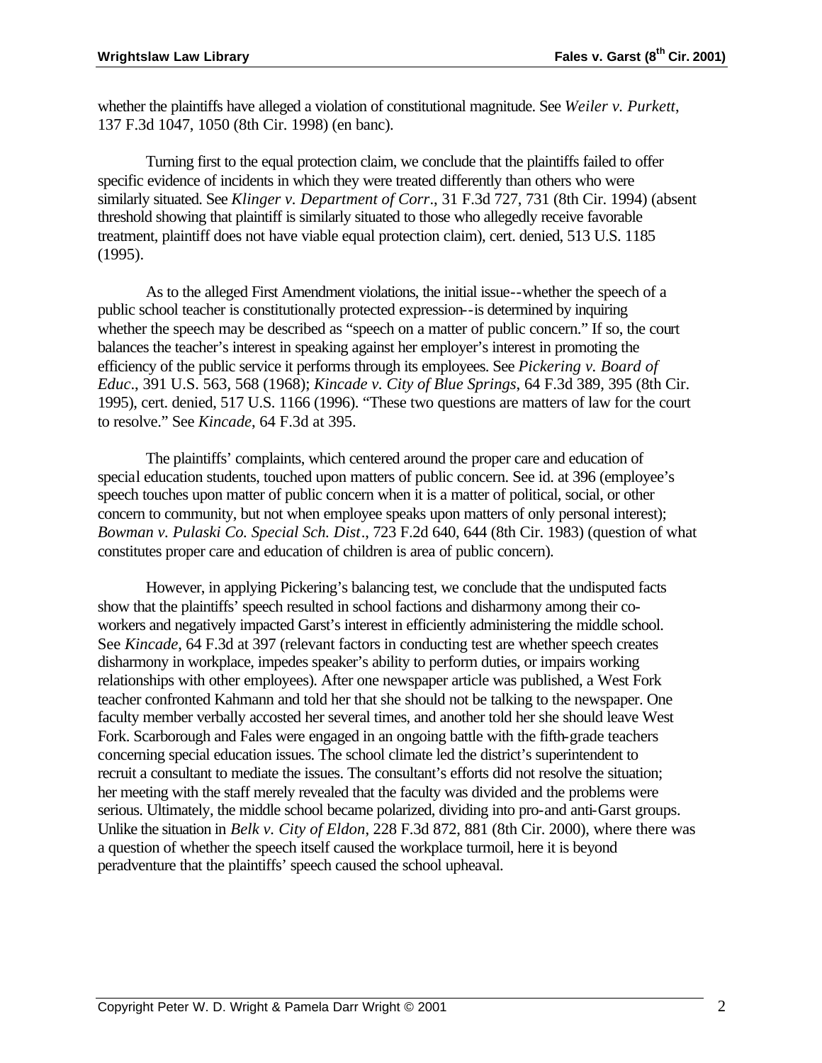whether the plaintiffs have alleged a violation of constitutional magnitude. See *Weiler v. Purkett*, 137 F.3d 1047, 1050 (8th Cir. 1998) (en banc).

Turning first to the equal protection claim, we conclude that the plaintiffs failed to offer specific evidence of incidents in which they were treated differently than others who were similarly situated. See *Klinger v. Department of Corr*., 31 F.3d 727, 731 (8th Cir. 1994) (absent threshold showing that plaintiff is similarly situated to those who allegedly receive favorable treatment, plaintiff does not have viable equal protection claim), cert. denied, 513 U.S. 1185 (1995).

As to the alleged First Amendment violations, the initial issue--whether the speech of a public school teacher is constitutionally protected expression--is determined by inquiring whether the speech may be described as "speech on a matter of public concern." If so, the court balances the teacher's interest in speaking against her employer's interest in promoting the efficiency of the public service it performs through its employees. See *Pickering v. Board of Educ*., 391 U.S. 563, 568 (1968); *Kincade v. City of Blue Springs*, 64 F.3d 389, 395 (8th Cir. 1995), cert. denied, 517 U.S. 1166 (1996). "These two questions are matters of law for the court to resolve." See *Kincade*, 64 F.3d at 395.

The plaintiffs' complaints, which centered around the proper care and education of special education students, touched upon matters of public concern. See id. at 396 (employee's speech touches upon matter of public concern when it is a matter of political, social, or other concern to community, but not when employee speaks upon matters of only personal interest); *Bowman v. Pulaski Co. Special Sch. Dist*., 723 F.2d 640, 644 (8th Cir. 1983) (question of what constitutes proper care and education of children is area of public concern).

However, in applying Pickering's balancing test, we conclude that the undisputed facts show that the plaintiffs' speech resulted in school factions and disharmony among their co-workers and negatively impacted Garst's interest in efficiently administering the middle school. See *Kincade*, 64 F.3d at 397 (relevant factors in conducting test are whether speech creates disharmony in workplace, impedes speaker's ability to perform duties, or impairs working relationships with other employees). After one newspaper article was published, a West Fork teacher confronted Kahmann and told her that she should not be talking to the newspaper. One faculty member verbally accosted her several times, and another told her she should leave West Fork. Scarborough and Fales were engaged in an ongoing battle with the fifth-grade teachers concerning special education issues. The school climate led the district's superintendent to recruit a consultant to mediate the issues. The consultant's efforts did not resolve the situation; her meeting with the staff merely revealed that the faculty was divided and the problems were serious. Ultimately, the middle school became polarized, dividing into pro-and anti-Garst groups. Unlike the situation in *Belk v. City of Eldon*, 228 F.3d 872, 881 (8th Cir. 2000), where there was a question of whether the speech itself caused the workplace turmoil, here it is beyond peradventure that the plaintiffs' speech caused the school upheaval.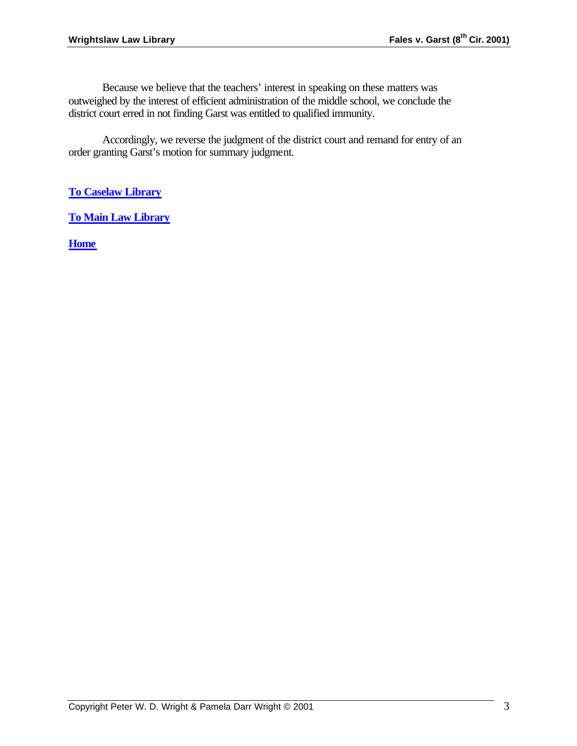Because we believe that the teachers' interest in speaking on these matters was outweighed by the interest of efficient administration of the middle school, we conclude the district court erred in not finding Garst was entitled to qualified immunity.

Accordingly, we reverse the judgment of the district court and remand for entry of an order granting Garst's motion for summary judgment.

**To Caselaw Library**

**To Main Law Library**

**Home**